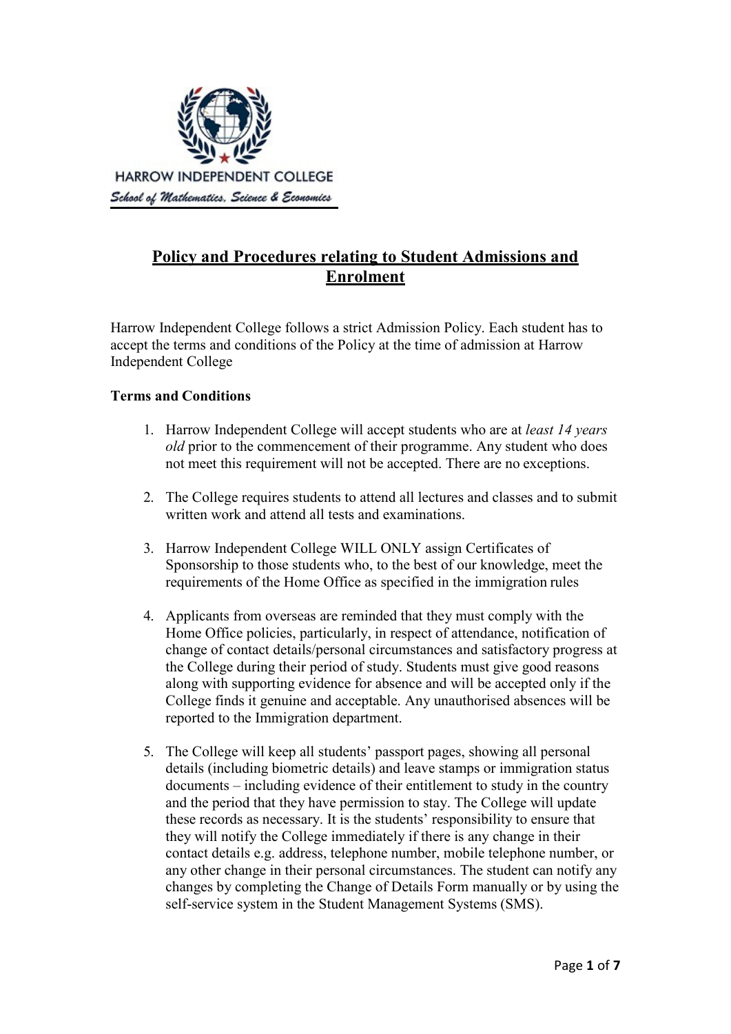HARROW INDEPENDENT COLLEGE

*School of Mathematics, Science & Economics*

# Policy and Procedures relating to Student Admissions and Enrolment

Harrow Independent College follows a strict Admission Policy. Each student has to accept the terms and conditions of the Policy at the time of admission at Harrow Independent College

**Terms and Conditions**

1. Harrow Independent College will accept students who are at *least 14 years old* prior to the commencement of their programme. Any student who does not meet this requirement will not be accepted. There are no exceptions.

2. The College requires students to attend all lectures and classes and to submit written work and attend all tests and examinations.

3. Harrow Independent College WILL ONLY assign Certificates of Sponsorship to those students who, to the best of our knowledge, meet the requirements of the Home Office as specified in the immigration rules

4. Applicants from overseas are reminded that they must comply with the Home Office policies, particularly, in respect of attendance, notification of change of contact details/personal circumstances and satisfactory progress at the College during their period of study. Students must give good reasons along with supporting evidence for absence and will be accepted only if the College finds it genuine and acceptable. Any unauthorised absences will be reported to the Immigration department.

5. The College will keep all students' passport pages, showing all personal details (including biometric details) and leave stamps or immigration status documents – including evidence of their entitlement to study in the country and the period that they have permission to stay. The College will update these records as necessary. It is the students' responsibility to ensure that they will notify the College immediately if there is any change in their contact details e.g. address, telephone number, mobile telephone number, or any other change in their personal circumstances. The student can notify any changes by completing the Change of Details Form manually or by using the self-service system in the Student Management Systems (SMS).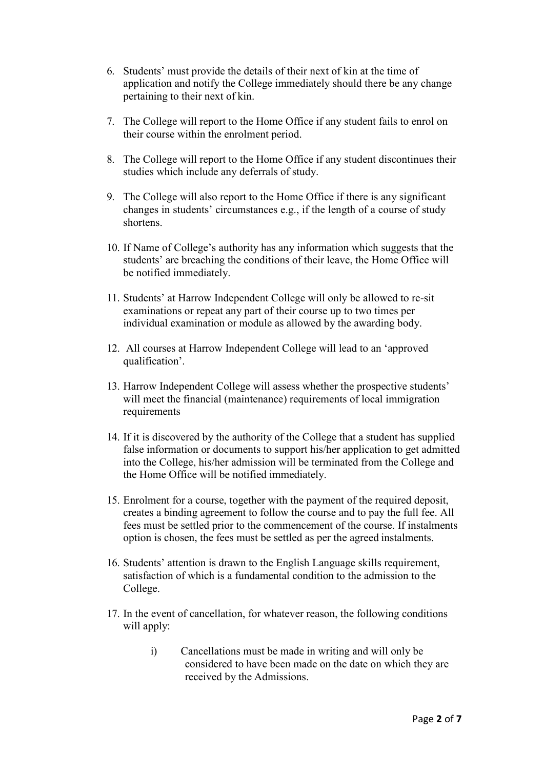6. Students' must provide the details of their next of kin at the time of application and notify the College immediately should there be any change pertaining to their next of kin.

7. The College will report to the Home Office if any student fails to enrol on their course within the enrolment period.

8. The College will report to the Home Office if any student discontinues their studies which include any deferrals of study.

9. The College will also report to the Home Office if there is any significant changes in students' circumstances e.g., if the length of a course of study shortens.

10. If Name of College's authority has any information which suggests that the students' are breaching the conditions of their leave, the Home Office will be notified immediately.

11. Students' at Harrow Independent College will only be allowed to re-sit examinations or repeat any part of their course up to two times per individual examination or module as allowed by the awarding body.

12. All courses at Harrow Independent College will lead to an 'approved qualification'.

13. Harrow Independent College will assess whether the prospective students' will meet the financial (maintenance) requirements of local immigration requirements

14. If it is discovered by the authority of the College that a student has supplied false information or documents to support his/her application to get admitted into the College, his/her admission will be terminated from the College and the Home Office will be notified immediately.

15. Enrolment for a course, together with the payment of the required deposit, creates a binding agreement to follow the course and to pay the full fee. All fees must be settled prior to the commencement of the course. If instalments option is chosen, the fees must be settled as per the agreed instalments.

16. Students' attention is drawn to the English Language skills requirement, satisfaction of which is a fundamental condition to the admission to the College.

17. In the event of cancellation, for whatever reason, the following conditions will apply:

    i) Cancellations must be made in writing and will only be considered to have been made on the date on which they are received by the Admissions.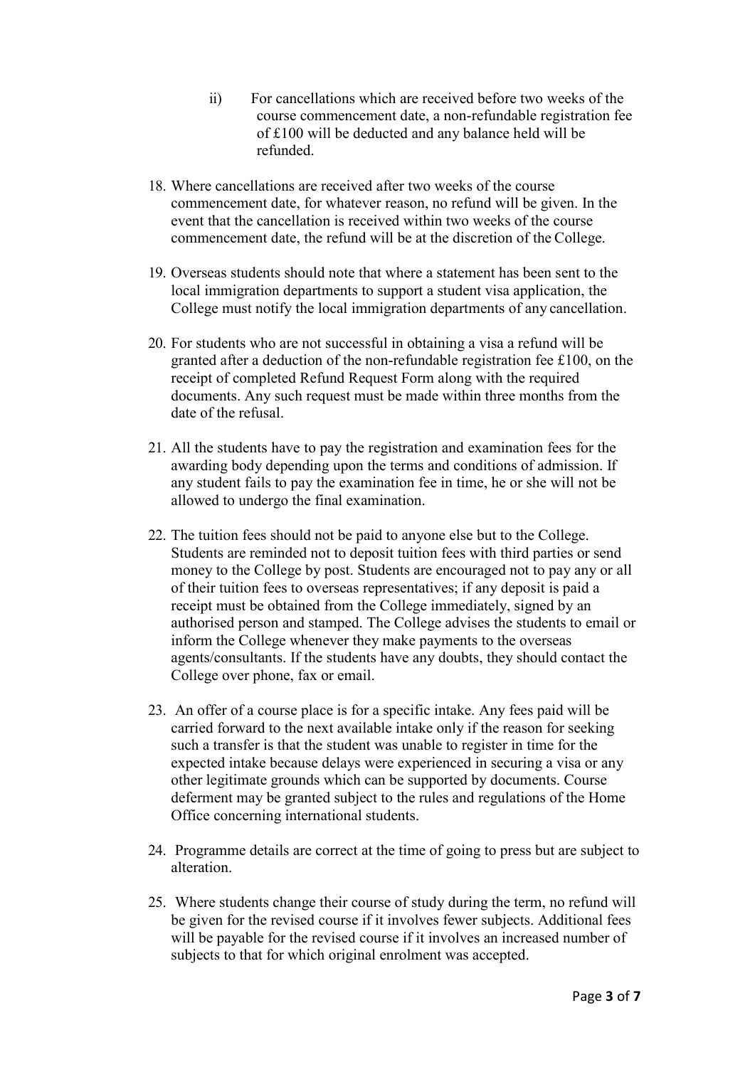ii) For cancellations which are received before two weeks of the course commencement date, a non-refundable registration fee of £100 will be deducted and any balance held will be refunded.

18. Where cancellations are received after two weeks of the course commencement date, for whatever reason, no refund will be given. In the event that the cancellation is received within two weeks of the course commencement date, the refund will be at the discretion of the College.

19. Overseas students should note that where a statement has been sent to the local immigration departments to support a student visa application, the College must notify the local immigration departments of any cancellation.

20. For students who are not successful in obtaining a visa a refund will be granted after a deduction of the non-refundable registration fee £100, on the receipt of completed Refund Request Form along with the required documents. Any such request must be made within three months from the date of the refusal.

21. All the students have to pay the registration and examination fees for the awarding body depending upon the terms and conditions of admission. If any student fails to pay the examination fee in time, he or she will not be allowed to undergo the final examination.

22. The tuition fees should not be paid to anyone else but to the College. Students are reminded not to deposit tuition fees with third parties or send money to the College by post. Students are encouraged not to pay any or all of their tuition fees to overseas representatives; if any deposit is paid a receipt must be obtained from the College immediately, signed by an authorised person and stamped. The College advises the students to email or inform the College whenever they make payments to the overseas agents/consultants. If the students have any doubts, they should contact the College over phone, fax or email.

23. An offer of a course place is for a specific intake. Any fees paid will be carried forward to the next available intake only if the reason for seeking such a transfer is that the student was unable to register in time for the expected intake because delays were experienced in securing a visa or any other legitimate grounds which can be supported by documents. Course deferment may be granted subject to the rules and regulations of the Home Office concerning international students.

24. Programme details are correct at the time of going to press but are subject to alteration.

25. Where students change their course of study during the term, no refund will be given for the revised course if it involves fewer subjects. Additional fees will be payable for the revised course if it involves an increased number of subjects to that for which original enrolment was accepted.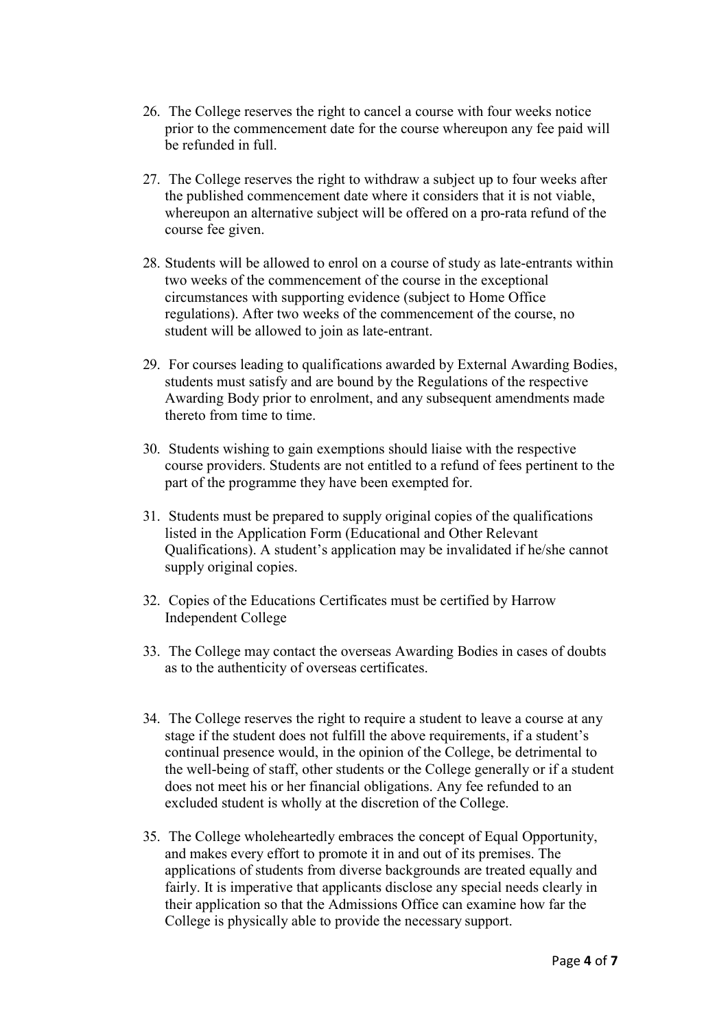26. The College reserves the right to cancel a course with four weeks notice prior to the commencement date for the course whereupon any fee paid will be refunded in full.

27. The College reserves the right to withdraw a subject up to four weeks after the published commencement date where it considers that it is not viable, whereupon an alternative subject will be offered on a pro-rata refund of the course fee given.

28. Students will be allowed to enrol on a course of study as late-entrants within two weeks of the commencement of the course in the exceptional circumstances with supporting evidence (subject to Home Office regulations). After two weeks of the commencement of the course, no student will be allowed to join as late-entrant.

29. For courses leading to qualifications awarded by External Awarding Bodies, students must satisfy and are bound by the Regulations of the respective Awarding Body prior to enrolment, and any subsequent amendments made thereto from time to time.

30. Students wishing to gain exemptions should liaise with the respective course providers. Students are not entitled to a refund of fees pertinent to the part of the programme they have been exempted for.

31. Students must be prepared to supply original copies of the qualifications listed in the Application Form (Educational and Other Relevant Qualifications). A student's application may be invalidated if he/she cannot supply original copies.

32. Copies of the Educations Certificates must be certified by Harrow Independent College

33. The College may contact the overseas Awarding Bodies in cases of doubts as to the authenticity of overseas certificates.

34. The College reserves the right to require a student to leave a course at any stage if the student does not fulfill the above requirements, if a student's continual presence would, in the opinion of the College, be detrimental to the well-being of staff, other students or the College generally or if a student does not meet his or her financial obligations. Any fee refunded to an excluded student is wholly at the discretion of the College.

35. The College wholeheartedly embraces the concept of Equal Opportunity, and makes every effort to promote it in and out of its premises. The applications of students from diverse backgrounds are treated equally and fairly. It is imperative that applicants disclose any special needs clearly in their application so that the Admissions Office can examine how far the College is physically able to provide the necessary support.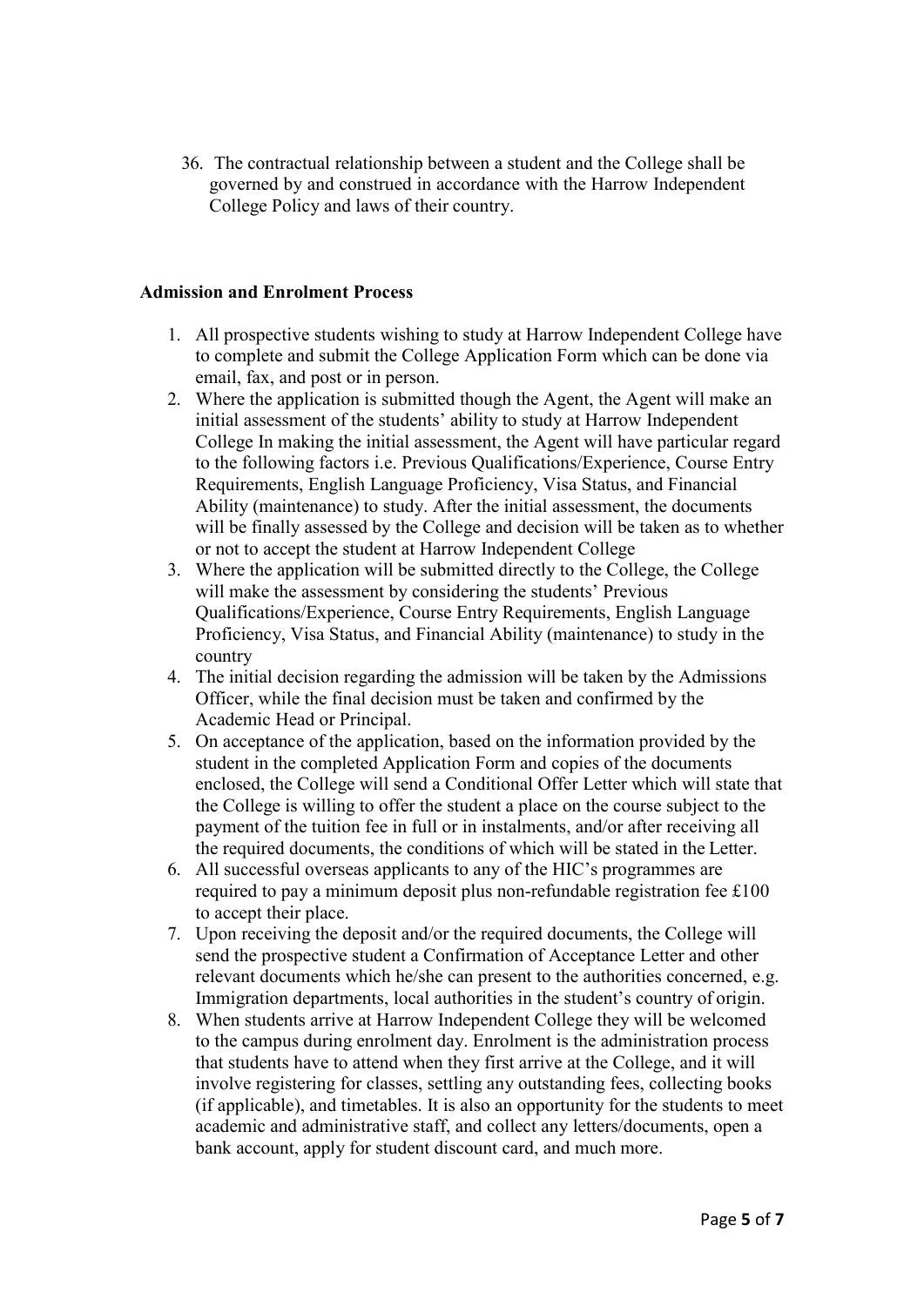36. The contractual relationship between a student and the College shall be governed by and construed in accordance with the Harrow Independent College Policy and laws of their country.

**Admission and Enrolment Process**

1. All prospective students wishing to study at Harrow Independent College have to complete and submit the College Application Form which can be done via email, fax, and post or in person.
2. Where the application is submitted though the Agent, the Agent will make an initial assessment of the students' ability to study at Harrow Independent College In making the initial assessment, the Agent will have particular regard to the following factors i.e. Previous Qualifications/Experience, Course Entry Requirements, English Language Proficiency, Visa Status, and Financial Ability (maintenance) to study. After the initial assessment, the documents will be finally assessed by the College and decision will be taken as to whether or not to accept the student at Harrow Independent College
3. Where the application will be submitted directly to the College, the College will make the assessment by considering the students' Previous Qualifications/Experience, Course Entry Requirements, English Language Proficiency, Visa Status, and Financial Ability (maintenance) to study in the country
4. The initial decision regarding the admission will be taken by the Admissions Officer, while the final decision must be taken and confirmed by the Academic Head or Principal.
5. On acceptance of the application, based on the information provided by the student in the completed Application Form and copies of the documents enclosed, the College will send a Conditional Offer Letter which will state that the College is willing to offer the student a place on the course subject to the payment of the tuition fee in full or in instalments, and/or after receiving all the required documents, the conditions of which will be stated in the Letter.
6. All successful overseas applicants to any of the HIC's programmes are required to pay a minimum deposit plus non-refundable registration fee £100 to accept their place.
7. Upon receiving the deposit and/or the required documents, the College will send the prospective student a Confirmation of Acceptance Letter and other relevant documents which he/she can present to the authorities concerned, e.g. Immigration departments, local authorities in the student's country of origin.
8. When students arrive at Harrow Independent College they will be welcomed to the campus during enrolment day. Enrolment is the administration process that students have to attend when they first arrive at the College, and it will involve registering for classes, settling any outstanding fees, collecting books (if applicable), and timetables. It is also an opportunity for the students to meet academic and administrative staff, and collect any letters/documents, open a bank account, apply for student discount card, and much more.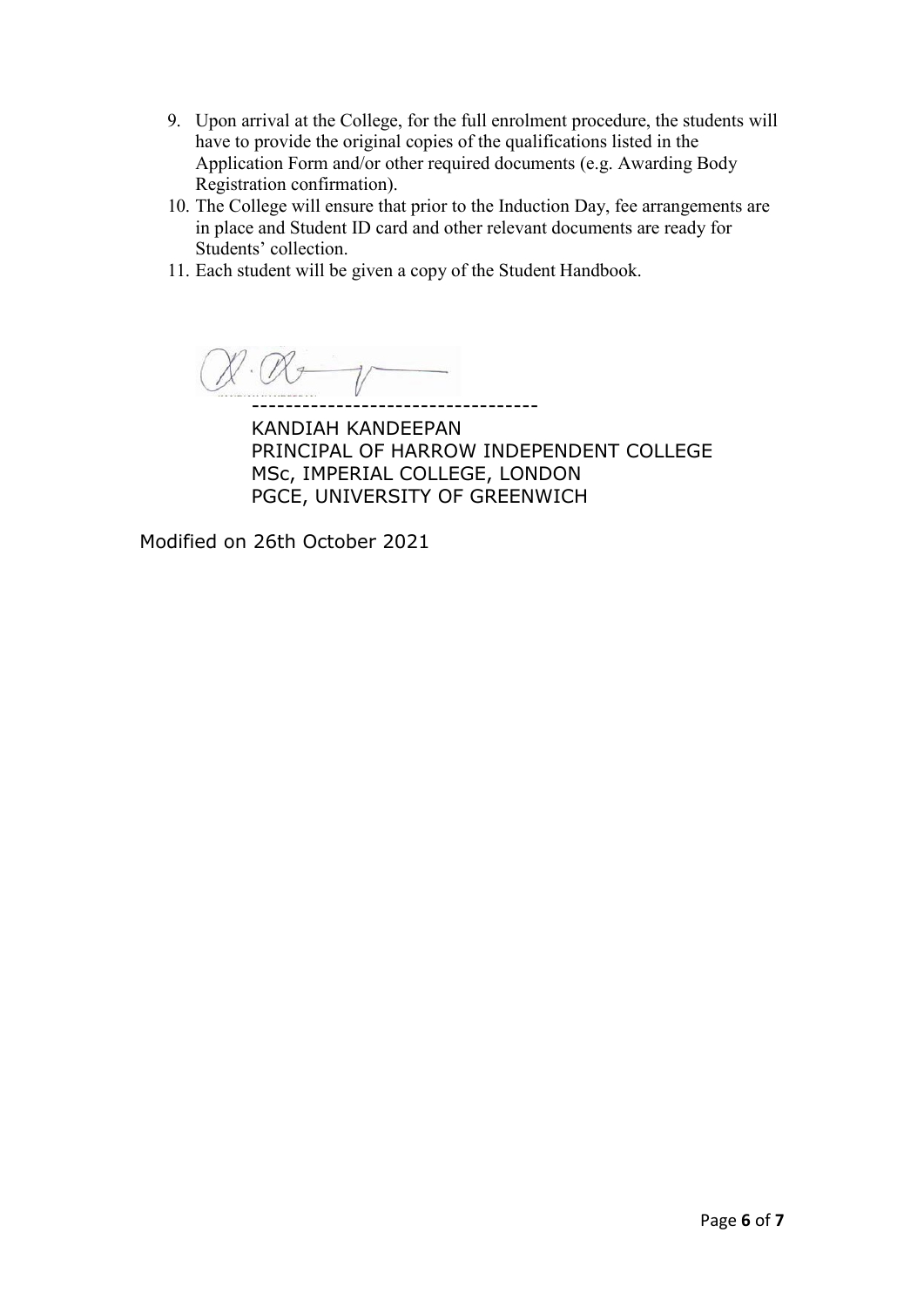9. Upon arrival at the College, for the full enrolment procedure, the students will have to provide the original copies of the qualifications listed in the Application Form and/or other required documents (e.g. Awarding Body Registration confirmation).
10. The College will ensure that prior to the Induction Day, fee arrangements are in place and Student ID card and other relevant documents are ready for Students' collection.
11. Each student will be given a copy of the Student Handbook.

---------------------------------

KANDIAH KANDEEPAN
PRINCIPAL OF HARROW INDEPENDENT COLLEGE
MSc, IMPERIAL COLLEGE, LONDON
PGCE, UNIVERSITY OF GREENWICH

Modified on 26th October 2021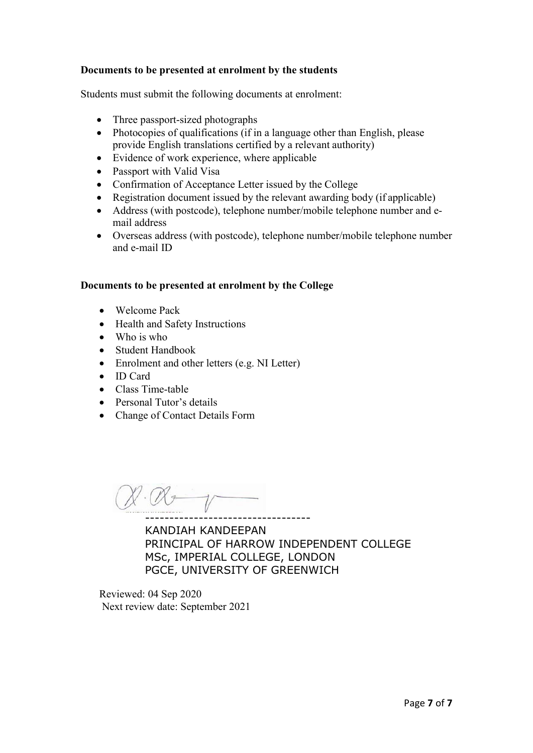**Documents to be presented at enrolment by the students**

Students must submit the following documents at enrolment:

- Three passport-sized photographs
- Photocopies of qualifications (if in a language other than English, please provide English translations certified by a relevant authority)
- Evidence of work experience, where applicable
- Passport with Valid Visa
- Confirmation of Acceptance Letter issued by the College
- Registration document issued by the relevant awarding body (if applicable)
- Address (with postcode), telephone number/mobile telephone number and e-mail address
- Overseas address (with postcode), telephone number/mobile telephone number and e-mail ID

**Documents to be presented at enrolment by the College**

- Welcome Pack
- Health and Safety Instructions
- Who is who
- Student Handbook
- Enrolment and other letters (e.g. NI Letter)
- ID Card
- Class Time-table
- Personal Tutor's details
- Change of Contact Details Form

---------------------------------

KANDIAH KANDEEPAN
PRINCIPAL OF HARROW INDEPENDENT COLLEGE
MSc, IMPERIAL COLLEGE, LONDON
PGCE, UNIVERSITY OF GREENWICH

Reviewed: 04 Sep 2020
Next review date: September 2021